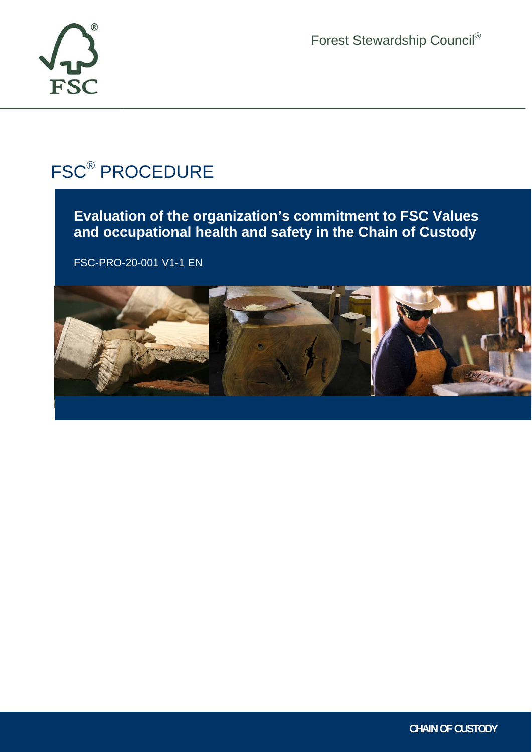Forest Stewardship Council®

# FSC® PROCEDURE

## Evaluation of the organization's commitment to FSC Values and occupational health and safety in the Chain of Custody

FSC-PRO-20-001 V1-1 EN

CHAIN OF CUSTODY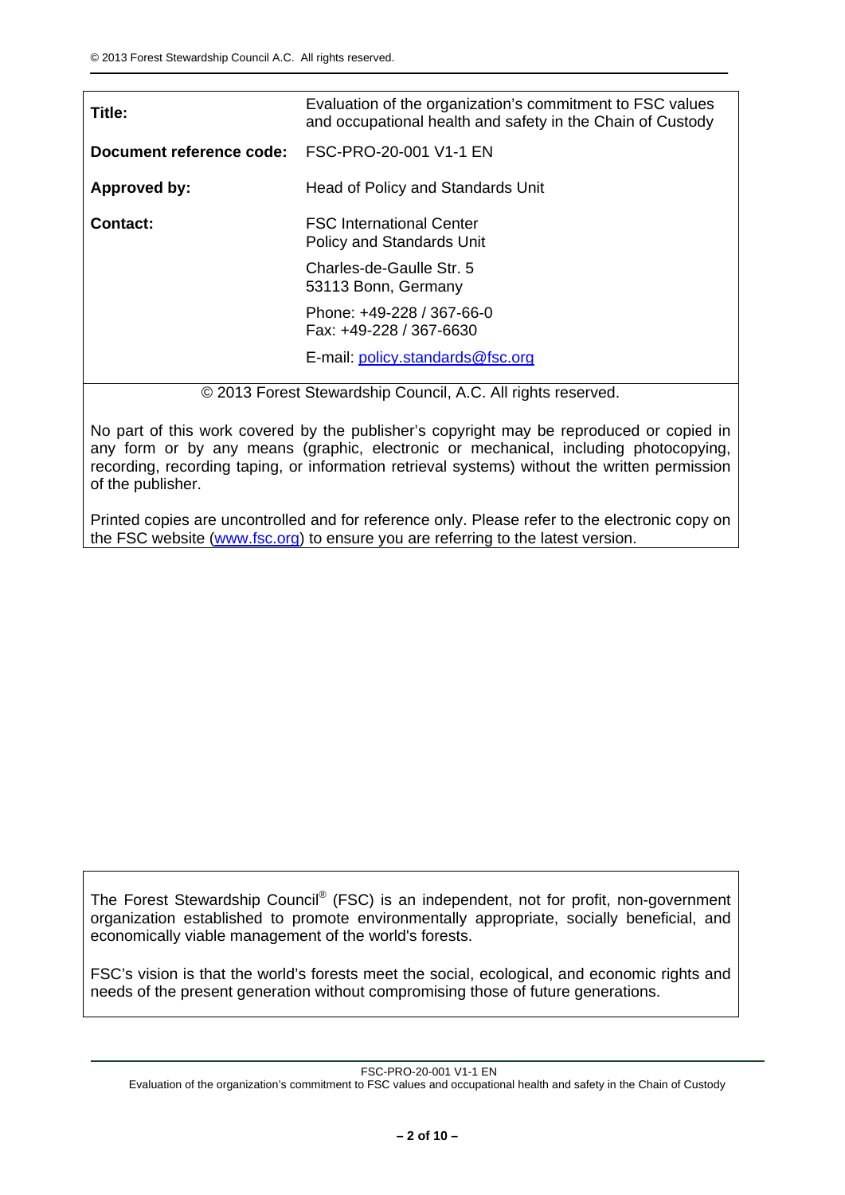| | |
|---|---|
| **Title:** | Evaluation of the organization's commitment to FSC values and occupational health and safety in the Chain of Custody |
| **Document reference code:** | FSC-PRO-20-001 V1-1 EN |
| **Approved by:** | Head of Policy and Standards Unit |
| **Contact:** | FSC International Center<br>Policy and Standards Unit<br><br>Charles-de-Gaulle Str. 5<br>53113 Bonn, Germany<br><br>Phone: +49-228 / 367-66-0<br>Fax: +49-228 / 367-6630<br><br>E-mail: [policy.standards@fsc.org](mailto:policy.standards@fsc.org) |

© 2013 Forest Stewardship Council, A.C. All rights reserved.

No part of this work covered by the publisher's copyright may be reproduced or copied in any form or by any means (graphic, electronic or mechanical, including photocopying, recording, recording taping, or information retrieval systems) without the written permission of the publisher.

Printed copies are uncontrolled and for reference only. Please refer to the electronic copy on the FSC website ([www.fsc.org](http://www.fsc.org)) to ensure you are referring to the latest version.

The Forest Stewardship Council® (FSC) is an independent, not for profit, non-government organization established to promote environmentally appropriate, socially beneficial, and economically viable management of the world's forests.

FSC's vision is that the world's forests meet the social, ecological, and economic rights and needs of the present generation without compromising those of future generations.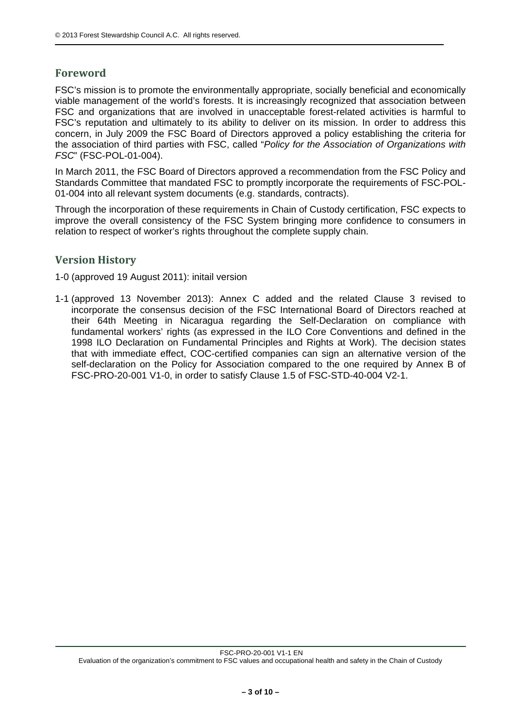## Foreword

FSC's mission is to promote the environmentally appropriate, socially beneficial and economically viable management of the world's forests. It is increasingly recognized that association between FSC and organizations that are involved in unacceptable forest-related activities is harmful to FSC's reputation and ultimately to its ability to deliver on its mission. In order to address this concern, in July 2009 the FSC Board of Directors approved a policy establishing the criteria for the association of third parties with FSC, called "*Policy for the Association of Organizations with FSC*" (FSC-POL-01-004).

In March 2011, the FSC Board of Directors approved a recommendation from the FSC Policy and Standards Committee that mandated FSC to promptly incorporate the requirements of FSC-POL-01-004 into all relevant system documents (e.g. standards, contracts).

Through the incorporation of these requirements in Chain of Custody certification, FSC expects to improve the overall consistency of the FSC System bringing more confidence to consumers in relation to respect of worker's rights throughout the complete supply chain.

## Version History

1-0 (approved 19 August 2011): initail version

1-1 (approved 13 November 2013): Annex C added and the related Clause 3 revised to incorporate the consensus decision of the FSC International Board of Directors reached at their 64th Meeting in Nicaragua regarding the Self-Declaration on compliance with fundamental workers' rights (as expressed in the ILO Core Conventions and defined in the 1998 ILO Declaration on Fundamental Principles and Rights at Work). The decision states that with immediate effect, COC-certified companies can sign an alternative version of the self-declaration on the Policy for Association compared to the one required by Annex B of FSC-PRO-20-001 V1-0, in order to satisfy Clause 1.5 of FSC-STD-40-004 V2-1.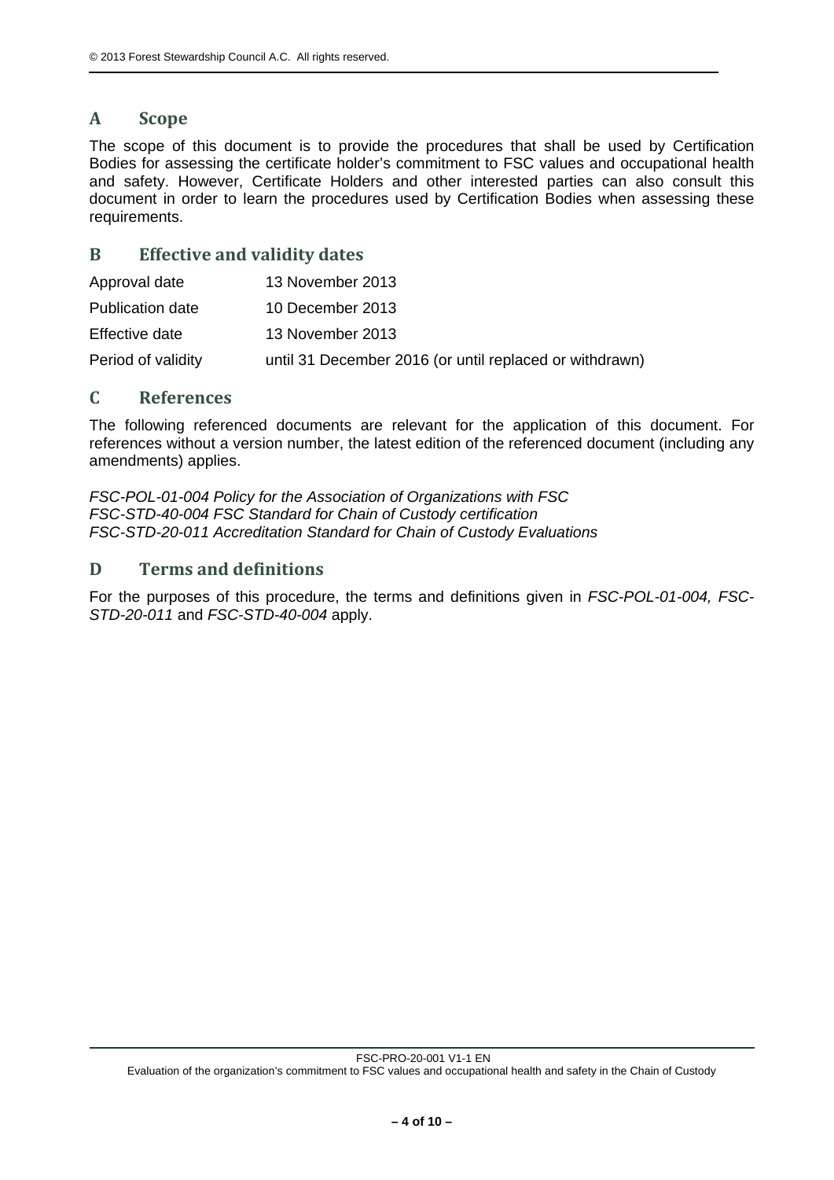## A Scope

The scope of this document is to provide the procedures that shall be used by Certification Bodies for assessing the certificate holder's commitment to FSC values and occupational health and safety. However, Certificate Holders and other interested parties can also consult this document in order to learn the procedures used by Certification Bodies when assessing these requirements.

## B Effective and validity dates

| | |
|---|---|
| Approval date | 13 November 2013 |
| Publication date | 10 December 2013 |
| Effective date | 13 November 2013 |
| Period of validity | until 31 December 2016 (or until replaced or withdrawn) |

## C References

The following referenced documents are relevant for the application of this document. For references without a version number, the latest edition of the referenced document (including any amendments) applies.

*FSC-POL-01-004 Policy for the Association of Organizations with FSC*
*FSC-STD-40-004 FSC Standard for Chain of Custody certification*
*FSC-STD-20-011 Accreditation Standard for Chain of Custody Evaluations*

## D Terms and definitions

For the purposes of this procedure, the terms and definitions given in *FSC-POL-01-004, FSC-STD-20-011* and *FSC-STD-40-004* apply.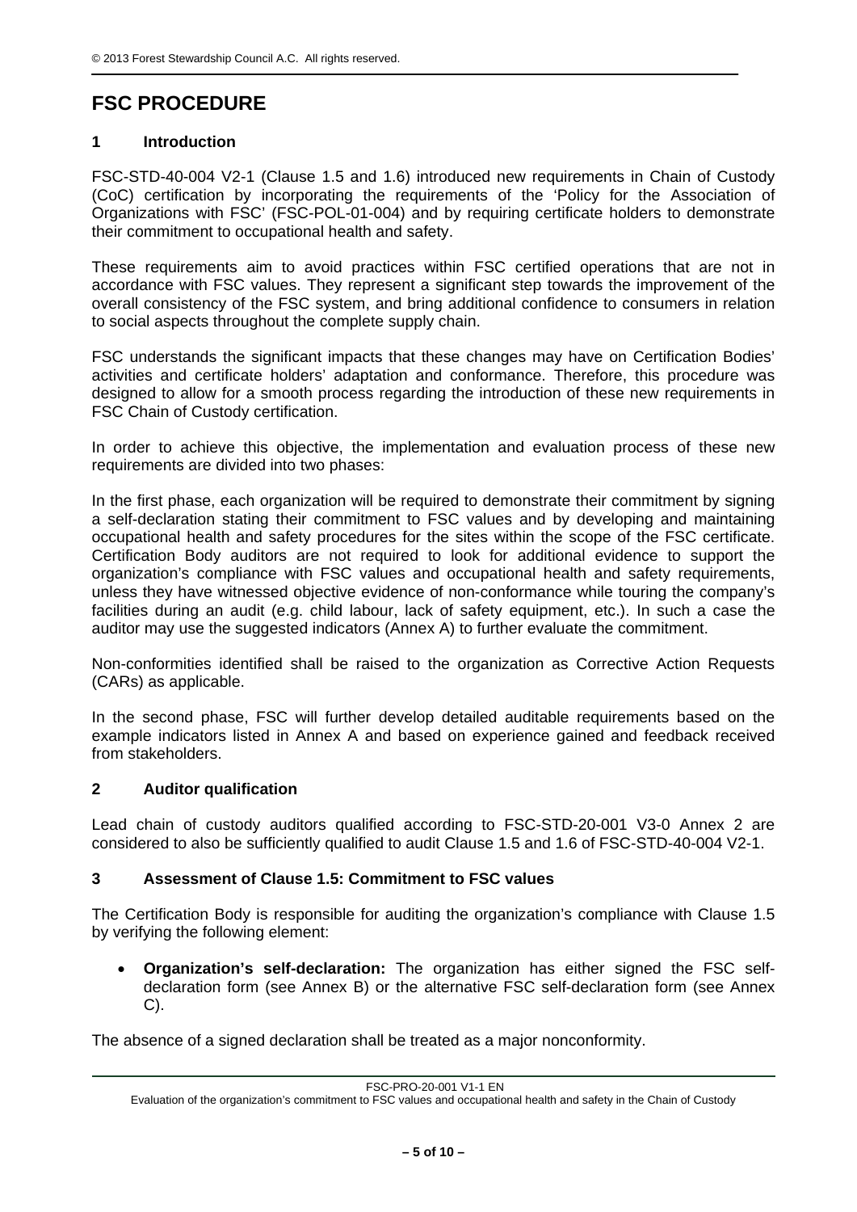# FSC PROCEDURE

## 1 Introduction

FSC-STD-40-004 V2-1 (Clause 1.5 and 1.6) introduced new requirements in Chain of Custody (CoC) certification by incorporating the requirements of the 'Policy for the Association of Organizations with FSC' (FSC-POL-01-004) and by requiring certificate holders to demonstrate their commitment to occupational health and safety.

These requirements aim to avoid practices within FSC certified operations that are not in accordance with FSC values. They represent a significant step towards the improvement of the overall consistency of the FSC system, and bring additional confidence to consumers in relation to social aspects throughout the complete supply chain.

FSC understands the significant impacts that these changes may have on Certification Bodies' activities and certificate holders' adaptation and conformance. Therefore, this procedure was designed to allow for a smooth process regarding the introduction of these new requirements in FSC Chain of Custody certification.

In order to achieve this objective, the implementation and evaluation process of these new requirements are divided into two phases:

In the first phase, each organization will be required to demonstrate their commitment by signing a self-declaration stating their commitment to FSC values and by developing and maintaining occupational health and safety procedures for the sites within the scope of the FSC certificate. Certification Body auditors are not required to look for additional evidence to support the organization's compliance with FSC values and occupational health and safety requirements, unless they have witnessed objective evidence of non-conformance while touring the company's facilities during an audit (e.g. child labour, lack of safety equipment, etc.). In such a case the auditor may use the suggested indicators (Annex A) to further evaluate the commitment.

Non-conformities identified shall be raised to the organization as Corrective Action Requests (CARs) as applicable.

In the second phase, FSC will further develop detailed auditable requirements based on the example indicators listed in Annex A and based on experience gained and feedback received from stakeholders.

## 2 Auditor qualification

Lead chain of custody auditors qualified according to FSC-STD-20-001 V3-0 Annex 2 are considered to also be sufficiently qualified to audit Clause 1.5 and 1.6 of FSC-STD-40-004 V2-1.

## 3 Assessment of Clause 1.5: Commitment to FSC values

The Certification Body is responsible for auditing the organization's compliance with Clause 1.5 by verifying the following element:

- **Organization's self-declaration:** The organization has either signed the FSC self-declaration form (see Annex B) or the alternative FSC self-declaration form (see Annex C).

The absence of a signed declaration shall be treated as a major nonconformity.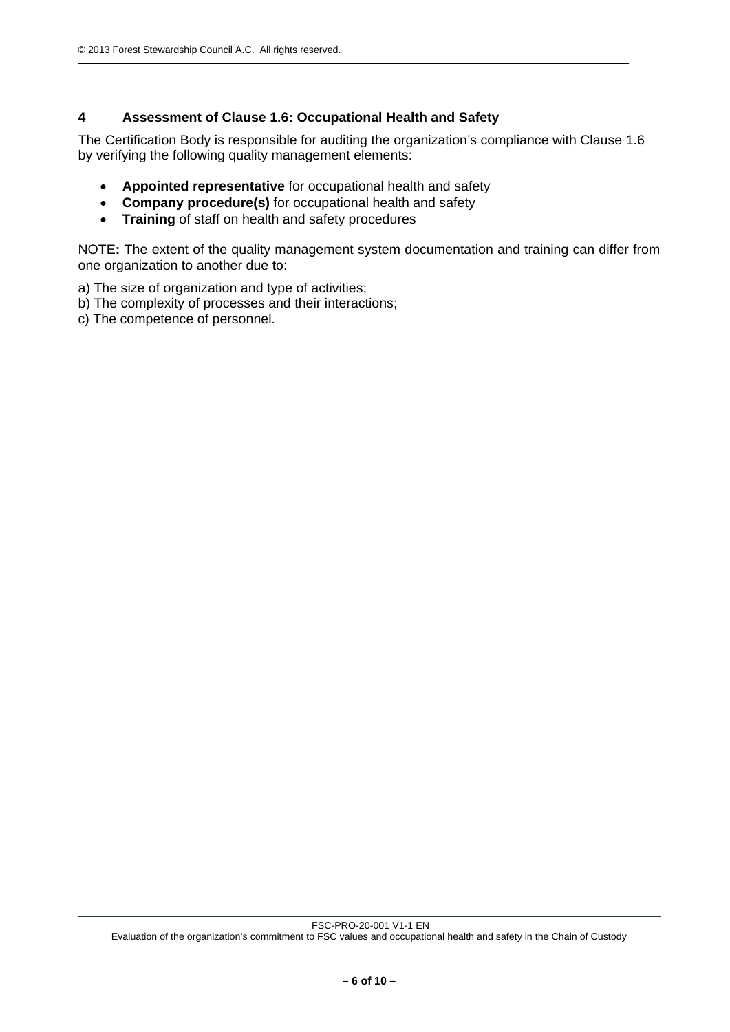## 4 Assessment of Clause 1.6: Occupational Health and Safety

The Certification Body is responsible for auditing the organization's compliance with Clause 1.6 by verifying the following quality management elements:

- **Appointed representative** for occupational health and safety
- **Company procedure(s)** for occupational health and safety
- **Training** of staff on health and safety procedures

NOTE**:** The extent of the quality management system documentation and training can differ from one organization to another due to:

a) The size of organization and type of activities;
b) The complexity of processes and their interactions;
c) The competence of personnel.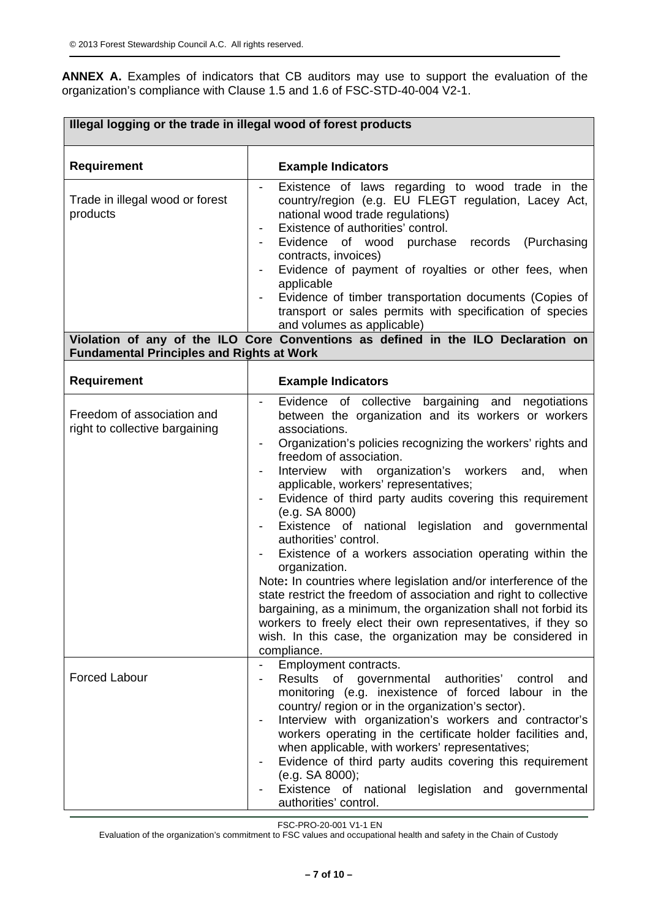**ANNEX A.** Examples of indicators that CB auditors may use to support the evaluation of the organization's compliance with Clause 1.5 and 1.6 of FSC-STD-40-004 V2-1.

| **Illegal logging or the trade in illegal wood of forest products** | |
|---|---|
| **Requirement** | **Example Indicators** |
| Trade in illegal wood or forest products | - Existence of laws regarding to wood trade in the country/region (e.g. EU FLEGT regulation, Lacey Act, national wood trade regulations)<br>- Existence of authorities' control.<br>- Evidence of wood purchase records (Purchasing contracts, invoices)<br>- Evidence of payment of royalties or other fees, when applicable<br>- Evidence of timber transportation documents (Copies of transport or sales permits with specification of species and volumes as applicable) |
| **Violation of any of the ILO Core Conventions as defined in the ILO Declaration on Fundamental Principles and Rights at Work** | |
| **Requirement** | **Example Indicators** |
| Freedom of association and right to collective bargaining | - Evidence of collective bargaining and negotiations between the organization and its workers or workers associations.<br>- Organization's policies recognizing the workers' rights and freedom of association.<br>- Interview with organization's workers and, when applicable, workers' representatives;<br>- Evidence of third party audits covering this requirement (e.g. SA 8000)<br>- Existence of national legislation and governmental authorities' control.<br>- Existence of a workers association operating within the organization.<br>Note**:** In countries where legislation and/or interference of the state restrict the freedom of association and right to collective bargaining, as a minimum, the organization shall not forbid its workers to freely elect their own representatives, if they so wish. In this case, the organization may be considered in compliance. |
| Forced Labour | - Employment contracts.<br>- Results of governmental authorities' control and monitoring (e.g. inexistence of forced labour in the country/ region or in the organization's sector).<br>- Interview with organization's workers and contractor's workers operating in the certificate holder facilities and, when applicable, with workers' representatives;<br>- Evidence of third party audits covering this requirement (e.g. SA 8000);<br>- Existence of national legislation and governmental authorities' control. |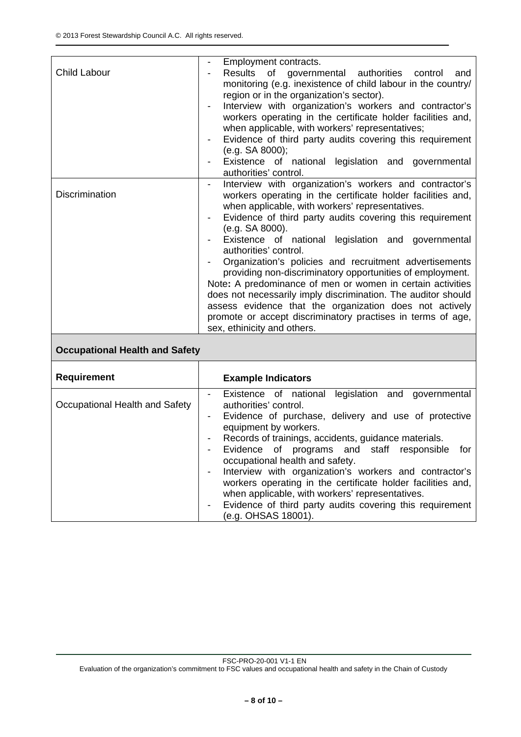| | |
|---|---|
| Child Labour | - Employment contracts.<br>- Results of governmental authorities control and monitoring (e.g. inexistence of child labour in the country/ region or in the organization's sector).<br>- Interview with organization's workers and contractor's workers operating in the certificate holder facilities and, when applicable, with workers' representatives;<br>- Evidence of third party audits covering this requirement (e.g. SA 8000);<br>- Existence of national legislation and governmental authorities' control. |
| Discrimination | - Interview with organization's workers and contractor's workers operating in the certificate holder facilities and, when applicable, with workers' representatives.<br>- Evidence of third party audits covering this requirement (e.g. SA 8000).<br>- Existence of national legislation and governmental authorities' control.<br>- Organization's policies and recruitment advertisements providing non-discriminatory opportunities of employment.<br>Note**:** A predominance of men or women in certain activities does not necessarily imply discrimination. The auditor should assess evidence that the organization does not actively promote or accept discriminatory practises in terms of age, sex, ethinicity and others. |

**Occupational Health and Safety**

| **Requirement** | **Example Indicators** |
|---|---|
| Occupational Health and Safety | - Existence of national legislation and governmental authorities' control.<br>- Evidence of purchase, delivery and use of protective equipment by workers.<br>- Records of trainings, accidents, guidance materials.<br>- Evidence of programs and staff responsible for occupational health and safety.<br>- Interview with organization's workers and contractor's workers operating in the certificate holder facilities and, when applicable, with workers' representatives.<br>- Evidence of third party audits covering this requirement (e.g. OHSAS 18001). |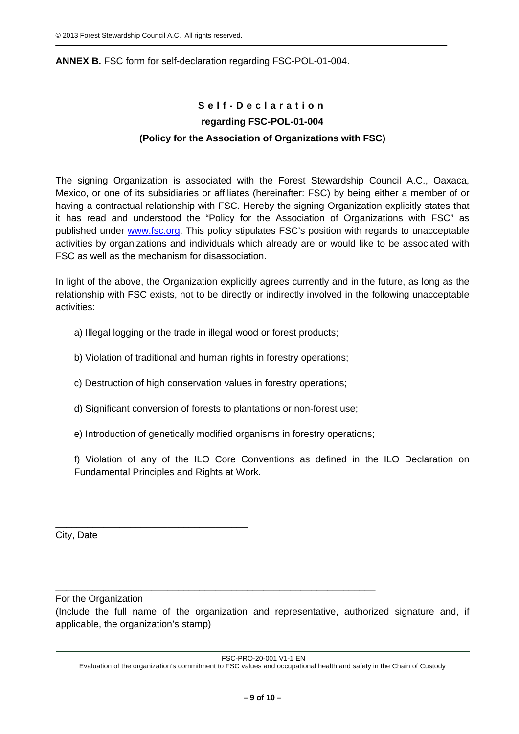**ANNEX B.** FSC form for self-declaration regarding FSC-POL-01-004.

# Self-Declaration

## regarding FSC-POL-01-004

## (Policy for the Association of Organizations with FSC)

The signing Organization is associated with the Forest Stewardship Council A.C., Oaxaca, Mexico, or one of its subsidiaries or affiliates (hereinafter: FSC) by being either a member of or having a contractual relationship with FSC. Hereby the signing Organization explicitly states that it has read and understood the "Policy for the Association of Organizations with FSC" as published under www.fsc.org. This policy stipulates FSC's position with regards to unacceptable activities by organizations and individuals which already are or would like to be associated with FSC as well as the mechanism for disassociation.

In light of the above, the Organization explicitly agrees currently and in the future, as long as the relationship with FSC exists, not to be directly or indirectly involved in the following unacceptable activities:

a) Illegal logging or the trade in illegal wood or forest products;

b) Violation of traditional and human rights in forestry operations;

c) Destruction of high conservation values in forestry operations;

d) Significant conversion of forests to plantations or non-forest use;

e) Introduction of genetically modified organisms in forestry operations;

f) Violation of any of the ILO Core Conventions as defined in the ILO Declaration on Fundamental Principles and Rights at Work.

___________________________________

City, Date

___________________________________________________________

For the Organization

(Include the full name of the organization and representative, authorized signature and, if applicable, the organization's stamp)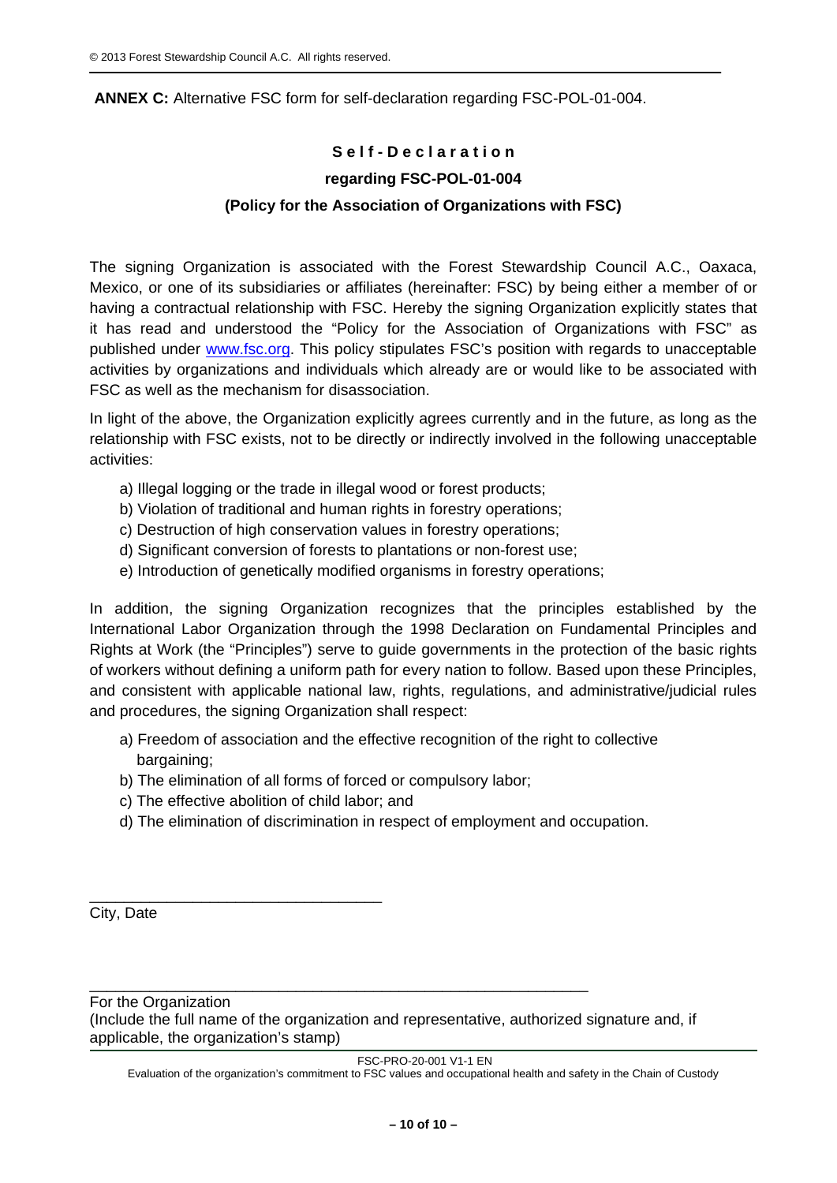**ANNEX C:** Alternative FSC form for self-declaration regarding FSC-POL-01-004.

## Self-Declaration

## regarding FSC-POL-01-004

## (Policy for the Association of Organizations with FSC)

The signing Organization is associated with the Forest Stewardship Council A.C., Oaxaca, Mexico, or one of its subsidiaries or affiliates (hereinafter: FSC) by being either a member of or having a contractual relationship with FSC. Hereby the signing Organization explicitly states that it has read and understood the "Policy for the Association of Organizations with FSC" as published under www.fsc.org. This policy stipulates FSC's position with regards to unacceptable activities by organizations and individuals which already are or would like to be associated with FSC as well as the mechanism for disassociation.

In light of the above, the Organization explicitly agrees currently and in the future, as long as the relationship with FSC exists, not to be directly or indirectly involved in the following unacceptable activities:

a) Illegal logging or the trade in illegal wood or forest products;
b) Violation of traditional and human rights in forestry operations;
c) Destruction of high conservation values in forestry operations;
d) Significant conversion of forests to plantations or non-forest use;
e) Introduction of genetically modified organisms in forestry operations;

In addition, the signing Organization recognizes that the principles established by the International Labor Organization through the 1998 Declaration on Fundamental Principles and Rights at Work (the "Principles") serve to guide governments in the protection of the basic rights of workers without defining a uniform path for every nation to follow. Based upon these Principles, and consistent with applicable national law, rights, regulations, and administrative/judicial rules and procedures, the signing Organization shall respect:

a) Freedom of association and the effective recognition of the right to collective bargaining;
b) The elimination of all forms of forced or compulsory labor;
c) The effective abolition of child labor; and
d) The elimination of discrimination in respect of employment and occupation.

\_\_\_\_\_\_\_\_\_\_\_\_\_\_\_\_\_\_\_\_\_\_\_\_\_\_\_\_\_\_\_\_\_\_

City, Date

\_\_\_\_\_\_\_\_\_\_\_\_\_\_\_\_\_\_\_\_\_\_\_\_\_\_\_\_\_\_\_\_\_\_\_\_\_\_\_\_\_\_\_\_\_\_\_\_\_\_\_\_\_\_\_\_\_\_

For the Organization
(Include the full name of the organization and representative, authorized signature and, if applicable, the organization's stamp)